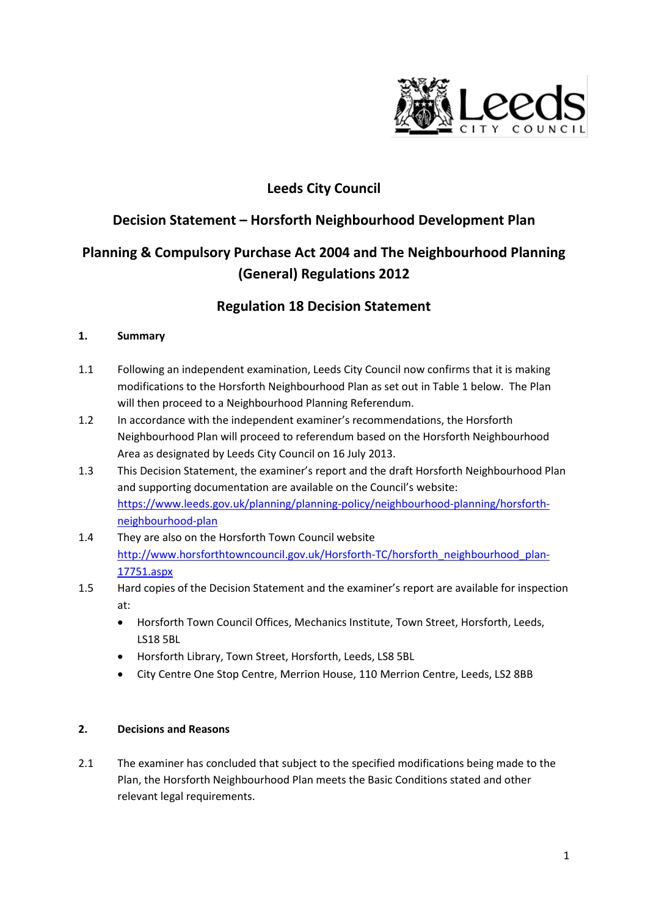# Leeds City Council

## Decision Statement – Horsforth Neighbourhood Development Plan

## Planning & Compulsory Purchase Act 2004 and The Neighbourhood Planning (General) Regulations 2012

## Regulation 18 Decision Statement

**1. Summary**

1.1 Following an independent examination, Leeds City Council now confirms that it is making modifications to the Horsforth Neighbourhood Plan as set out in Table 1 below. The Plan will then proceed to a Neighbourhood Planning Referendum.

1.2 In accordance with the independent examiner's recommendations, the Horsforth Neighbourhood Plan will proceed to referendum based on the Horsforth Neighbourhood Area as designated by Leeds City Council on 16 July 2013.

1.3 This Decision Statement, the examiner's report and the draft Horsforth Neighbourhood Plan and supporting documentation are available on the Council's website: https://www.leeds.gov.uk/planning/planning-policy/neighbourhood-planning/horsforth-neighbourhood-plan

1.4 They are also on the Horsforth Town Council website http://www.horsforthtowncouncil.gov.uk/Horsforth-TC/horsforth_neighbourhood_plan-17751.aspx

1.5 Hard copies of the Decision Statement and the examiner's report are available for inspection at:

- Horsforth Town Council Offices, Mechanics Institute, Town Street, Horsforth, Leeds, LS18 5BL
- Horsforth Library, Town Street, Horsforth, Leeds, LS8 5BL
- City Centre One Stop Centre, Merrion House, 110 Merrion Centre, Leeds, LS2 8BB

**2. Decisions and Reasons**

2.1 The examiner has concluded that subject to the specified modifications being made to the Plan, the Horsforth Neighbourhood Plan meets the Basic Conditions stated and other relevant legal requirements.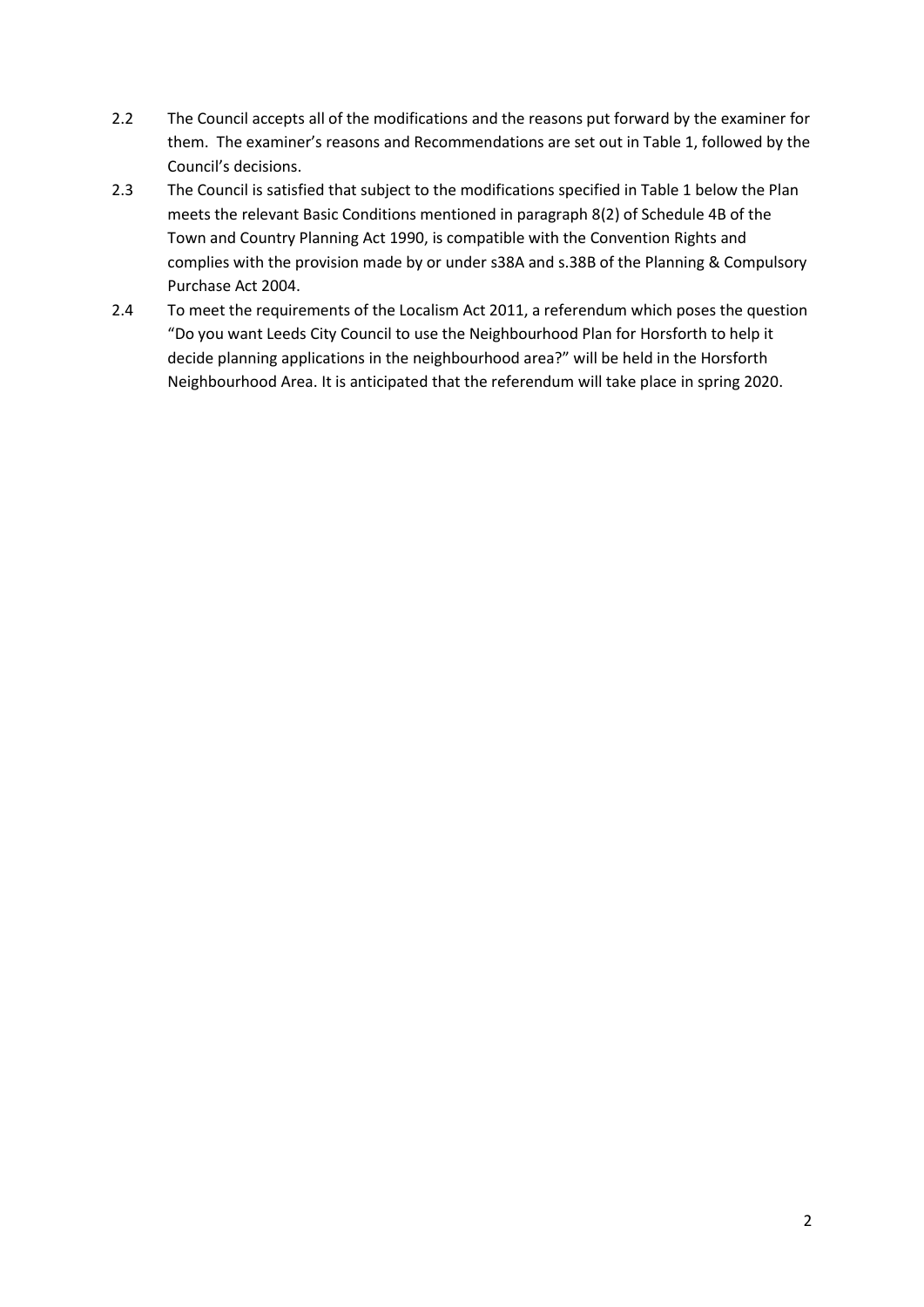2.2 The Council accepts all of the modifications and the reasons put forward by the examiner for them. The examiner's reasons and Recommendations are set out in Table 1, followed by the Council's decisions.

2.3 The Council is satisfied that subject to the modifications specified in Table 1 below the Plan meets the relevant Basic Conditions mentioned in paragraph 8(2) of Schedule 4B of the Town and Country Planning Act 1990, is compatible with the Convention Rights and complies with the provision made by or under s38A and s.38B of the Planning & Compulsory Purchase Act 2004.

2.4 To meet the requirements of the Localism Act 2011, a referendum which poses the question "Do you want Leeds City Council to use the Neighbourhood Plan for Horsforth to help it decide planning applications in the neighbourhood area?" will be held in the Horsforth Neighbourhood Area. It is anticipated that the referendum will take place in spring 2020.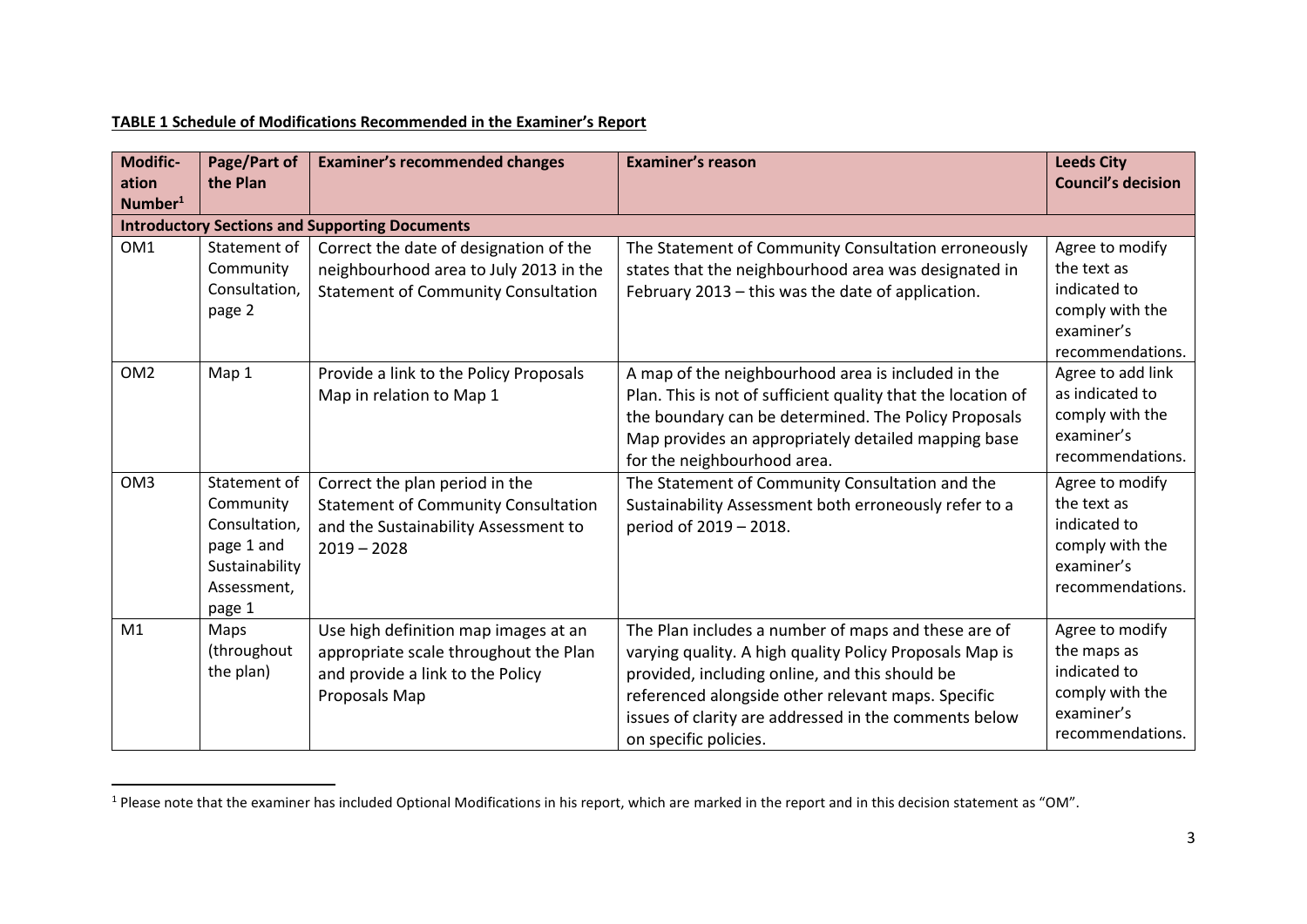**TABLE 1 Schedule of Modifications Recommended in the Examiner's Report**

| Modification Number[1] | Page/Part of the Plan | Examiner's recommended changes | Examiner's reason | Leeds City Council's decision |
|---|---|---|---|---|
| **Introductory Sections and Supporting Documents** | | | | |
| OM1 | Statement of Community Consultation, page 2 | Correct the date of designation of the neighbourhood area to July 2013 in the Statement of Community Consultation | The Statement of Community Consultation erroneously states that the neighbourhood area was designated in February 2013 – this was the date of application. | Agree to modify the text as indicated to comply with the examiner's recommendations. |
| OM2 | Map 1 | Provide a link to the Policy Proposals Map in relation to Map 1 | A map of the neighbourhood area is included in the Plan. This is not of sufficient quality that the location of the boundary can be determined. The Policy Proposals Map provides an appropriately detailed mapping base for the neighbourhood area. | Agree to add link as indicated to comply with the examiner's recommendations. |
| OM3 | Statement of Community Consultation, page 1 and Sustainability Assessment, page 1 | Correct the plan period in the Statement of Community Consultation and the Sustainability Assessment to 2019 – 2028 | The Statement of Community Consultation and the Sustainability Assessment both erroneously refer to a period of 2019 – 2018. | Agree to modify the text as indicated to comply with the examiner's recommendations. |
| M1 | Maps (throughout the plan) | Use high definition map images at an appropriate scale throughout the Plan and provide a link to the Policy Proposals Map | The Plan includes a number of maps and these are of varying quality. A high quality Policy Proposals Map is provided, including online, and this should be referenced alongside other relevant maps. Specific issues of clarity are addressed in the comments below on specific policies. | Agree to modify the maps as indicated to comply with the examiner's recommendations. |

[1] Please note that the examiner has included Optional Modifications in his report, which are marked in the report and in this decision statement as "OM".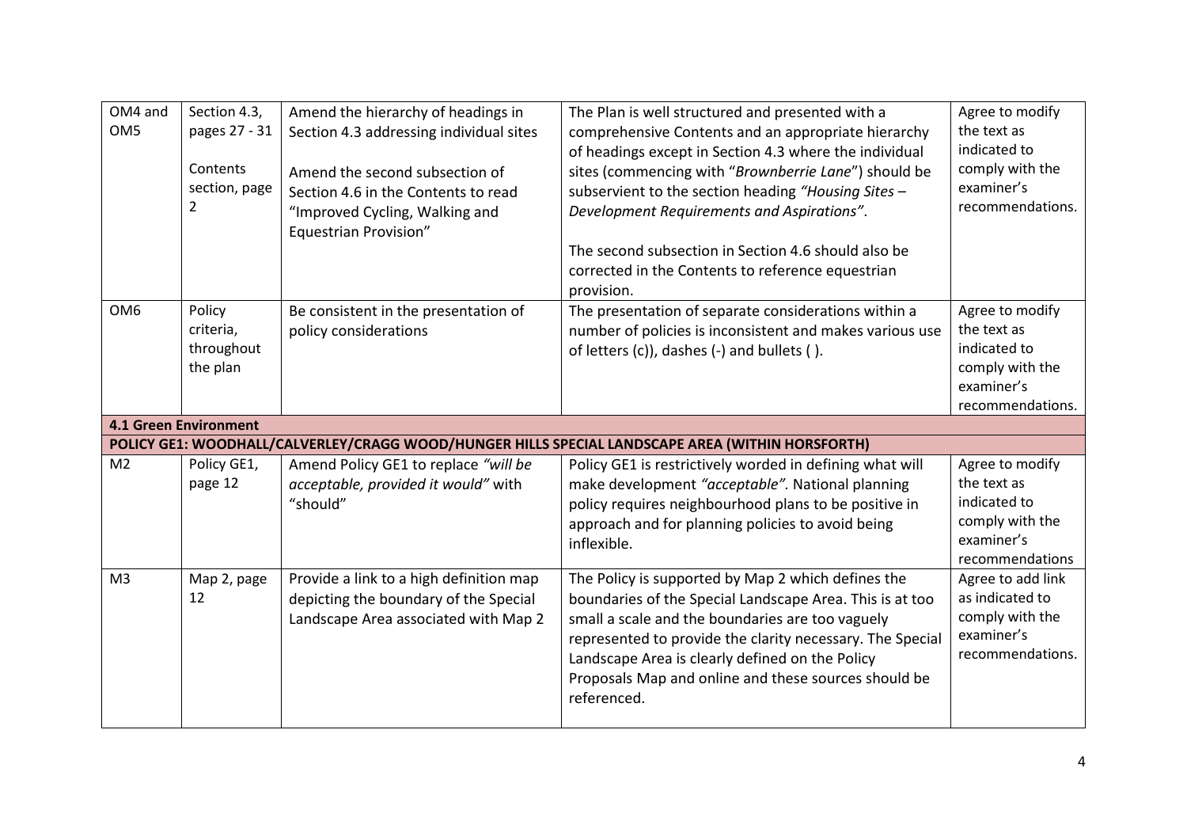| | | | | |
|---|---|---|---|---|
| OM4 and OM5 | Section 4.3, pages 27 - 31<br><br>Contents section, page 2 | Amend the hierarchy of headings in Section 4.3 addressing individual sites<br><br>Amend the second subsection of Section 4.6 in the Contents to read "Improved Cycling, Walking and Equestrian Provision" | The Plan is well structured and presented with a comprehensive Contents and an appropriate hierarchy of headings except in Section 4.3 where the individual sites (commencing with "*Brownberrie Lane*") should be subservient to the section heading *"Housing Sites – Development Requirements and Aspirations"*.<br><br>The second subsection in Section 4.6 should also be corrected in the Contents to reference equestrian provision. | Agree to modify the text as indicated to comply with the examiner's recommendations. |
| OM6 | Policy criteria, throughout the plan | Be consistent in the presentation of policy considerations | The presentation of separate considerations within a number of policies is inconsistent and makes various use of letters (c)), dashes (-) and bullets ( ). | Agree to modify the text as indicated to comply with the examiner's recommendations. |
| **4.1 Green Environment** | | | | |
| **POLICY GE1: WOODHALL/CALVERLEY/CRAGG WOOD/HUNGER HILLS SPECIAL LANDSCAPE AREA (WITHIN HORSFORTH)** | | | | |
| M2 | Policy GE1, page 12 | Amend Policy GE1 to replace *"will be acceptable, provided it would"* with "should" | Policy GE1 is restrictively worded in defining what will make development *"acceptable"*. National planning policy requires neighbourhood plans to be positive in approach and for planning policies to avoid being inflexible. | Agree to modify the text as indicated to comply with the examiner's recommendations |
| M3 | Map 2, page 12 | Provide a link to a high definition map depicting the boundary of the Special Landscape Area associated with Map 2 | The Policy is supported by Map 2 which defines the boundaries of the Special Landscape Area. This is at too small a scale and the boundaries are too vaguely represented to provide the clarity necessary. The Special Landscape Area is clearly defined on the Policy Proposals Map and online and these sources should be referenced. | Agree to add link as indicated to comply with the examiner's recommendations. |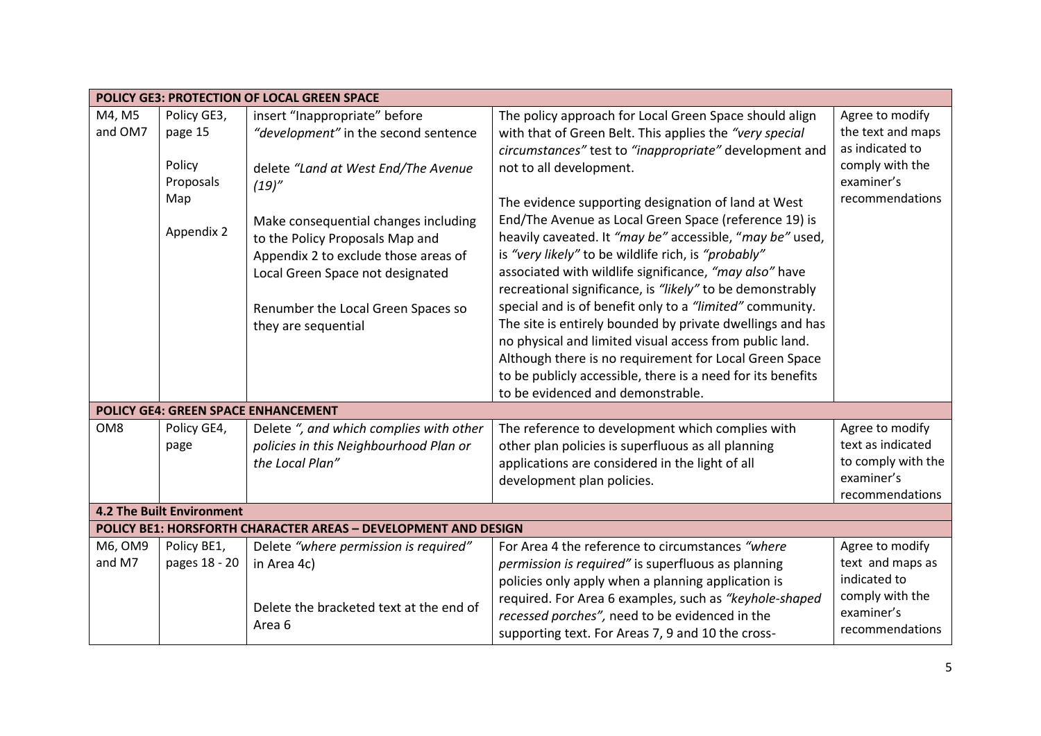| | | | | |
|---|---|---|---|---|
| **POLICY GE3: PROTECTION OF LOCAL GREEN SPACE** | | | | |
| M4, M5 and OM7 | Policy GE3, page 15<br><br>Policy Proposals Map<br><br>Appendix 2 | insert "Inappropriate" before *"development"* in the second sentence<br><br>delete *"Land at West End/The Avenue (19)"*<br><br>Make consequential changes including to the Policy Proposals Map and Appendix 2 to exclude those areas of Local Green Space not designated<br><br>Renumber the Local Green Spaces so they are sequential | The policy approach for Local Green Space should align with that of Green Belt. This applies the *"very special circumstances"* test to *"inappropriate"* development and not to all development.<br><br>The evidence supporting designation of land at West End/The Avenue as Local Green Space (reference 19) is heavily caveated. It *"may be"* accessible, "*may be"* used, is *"very likely"* to be wildlife rich, is *"probably"* associated with wildlife significance, *"may also"* have recreational significance, is *"likely"* to be demonstrably special and is of benefit only to a *"limited"* community. The site is entirely bounded by private dwellings and has no physical and limited visual access from public land. Although there is no requirement for Local Green Space to be publicly accessible, there is a need for its benefits to be evidenced and demonstrable. | Agree to modify the text and maps as indicated to comply with the examiner's recommendations |
| **POLICY GE4: GREEN SPACE ENHANCEMENT** | | | | |
| OM8 | Policy GE4, page | Delete *", and which complies with other policies in this Neighbourhood Plan or the Local Plan"* | The reference to development which complies with other plan policies is superfluous as all planning applications are considered in the light of all development plan policies. | Agree to modify text as indicated to comply with the examiner's recommendations |
| **4.2 The Built Environment** | | | | |
| **POLICY BE1: HORSFORTH CHARACTER AREAS – DEVELOPMENT AND DESIGN** | | | | |
| M6, OM9 and M7 | Policy BE1, pages 18 - 20 | Delete *"where permission is required"* in Area 4c)<br><br>Delete the bracketed text at the end of Area 6 | For Area 4 the reference to circumstances *"where permission is required"* is superfluous as planning policies only apply when a planning application is required. For Area 6 examples, such as *"keyhole-shaped recessed porches"*, need to be evidenced in the supporting text. For Areas 7, 9 and 10 the cross- | Agree to modify text and maps as indicated to comply with the examiner's recommendations |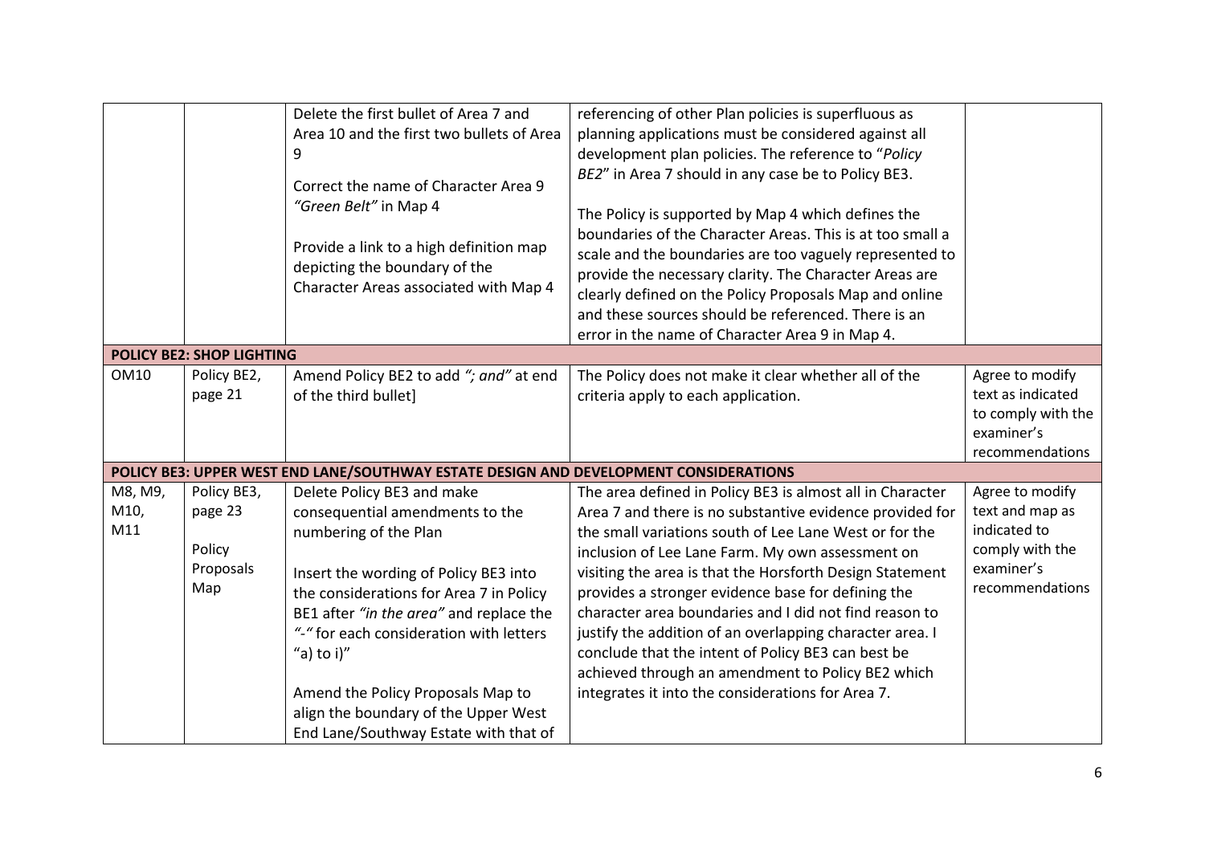| | | | | |
|---|---|---|---|---|
| | | Delete the first bullet of Area 7 and Area 10 and the first two bullets of Area 9<br><br>Correct the name of Character Area 9 *"Green Belt"* in Map 4<br><br>Provide a link to a high definition map depicting the boundary of the Character Areas associated with Map 4 | referencing of other Plan policies is superfluous as planning applications must be considered against all development plan policies. The reference to "*Policy BE2*" in Area 7 should in any case be to Policy BE3.<br><br>The Policy is supported by Map 4 which defines the boundaries of the Character Areas. This is at too small a scale and the boundaries are too vaguely represented to provide the necessary clarity. The Character Areas are clearly defined on the Policy Proposals Map and online and these sources should be referenced. There is an error in the name of Character Area 9 in Map 4. | |
| **POLICY BE2: SHOP LIGHTING** | | | | |
| OM10 | Policy BE2, page 21 | Amend Policy BE2 to add *"; and"* at end of the third bullet] | The Policy does not make it clear whether all of the criteria apply to each application. | Agree to modify text as indicated to comply with the examiner's recommendations |
| **POLICY BE3: UPPER WEST END LANE/SOUTHWAY ESTATE DESIGN AND DEVELOPMENT CONSIDERATIONS** | | | | |
| M8, M9, M10, M11 | Policy BE3, page 23<br><br>Policy Proposals Map | Delete Policy BE3 and make consequential amendments to the numbering of the Plan<br><br>Insert the wording of Policy BE3 into the considerations for Area 7 in Policy BE1 after *"in the area"* and replace the *"-"* for each consideration with letters "a) to i)"<br><br>Amend the Policy Proposals Map to align the boundary of the Upper West End Lane/Southway Estate with that of | The area defined in Policy BE3 is almost all in Character Area 7 and there is no substantive evidence provided for the small variations south of Lee Lane West or for the inclusion of Lee Lane Farm. My own assessment on visiting the area is that the Horsforth Design Statement provides a stronger evidence base for defining the character area boundaries and I did not find reason to justify the addition of an overlapping character area. I conclude that the intent of Policy BE3 can best be achieved through an amendment to Policy BE2 which integrates it into the considerations for Area 7. | Agree to modify text and map as indicated to comply with the examiner's recommendations |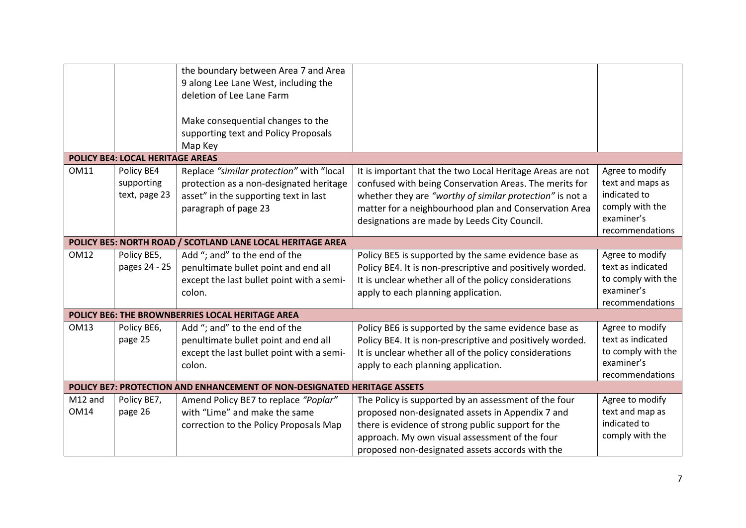| | | | | |
|---|---|---|---|---|
| | | the boundary between Area 7 and Area 9 along Lee Lane West, including the deletion of Lee Lane Farm<br><br>Make consequential changes to the supporting text and Policy Proposals Map Key | | |
| **POLICY BE4: LOCAL HERITAGE AREAS** | | | | |
| OM11 | Policy BE4 supporting text, page 23 | Replace *"similar protection"* with "local protection as a non-designated heritage asset" in the supporting text in last paragraph of page 23 | It is important that the two Local Heritage Areas are not confused with being Conservation Areas. The merits for whether they are *"worthy of similar protection"* is not a matter for a neighbourhood plan and Conservation Area designations are made by Leeds City Council. | Agree to modify text and maps as indicated to comply with the examiner's recommendations |
| **POLICY BE5: NORTH ROAD / SCOTLAND LANE LOCAL HERITAGE AREA** | | | | |
| OM12 | Policy BE5, pages 24 - 25 | Add "; and" to the end of the penultimate bullet point and end all except the last bullet point with a semi-colon. | Policy BE5 is supported by the same evidence base as Policy BE4. It is non-prescriptive and positively worded. It is unclear whether all of the policy considerations apply to each planning application. | Agree to modify text as indicated to comply with the examiner's recommendations |
| **POLICY BE6: THE BROWNBERRIES LOCAL HERITAGE AREA** | | | | |
| OM13 | Policy BE6, page 25 | Add "; and" to the end of the penultimate bullet point and end all except the last bullet point with a semi-colon. | Policy BE6 is supported by the same evidence base as Policy BE4. It is non-prescriptive and positively worded. It is unclear whether all of the policy considerations apply to each planning application. | Agree to modify text as indicated to comply with the examiner's recommendations |
| **POLICY BE7: PROTECTION AND ENHANCEMENT OF NON-DESIGNATED HERITAGE ASSETS** | | | | |
| M12 and OM14 | Policy BE7, page 26 | Amend Policy BE7 to replace *"Poplar"* with "Lime" and make the same correction to the Policy Proposals Map | The Policy is supported by an assessment of the four proposed non-designated assets in Appendix 7 and there is evidence of strong public support for the approach. My own visual assessment of the four proposed non-designated assets accords with the | Agree to modify text and map as indicated to comply with the |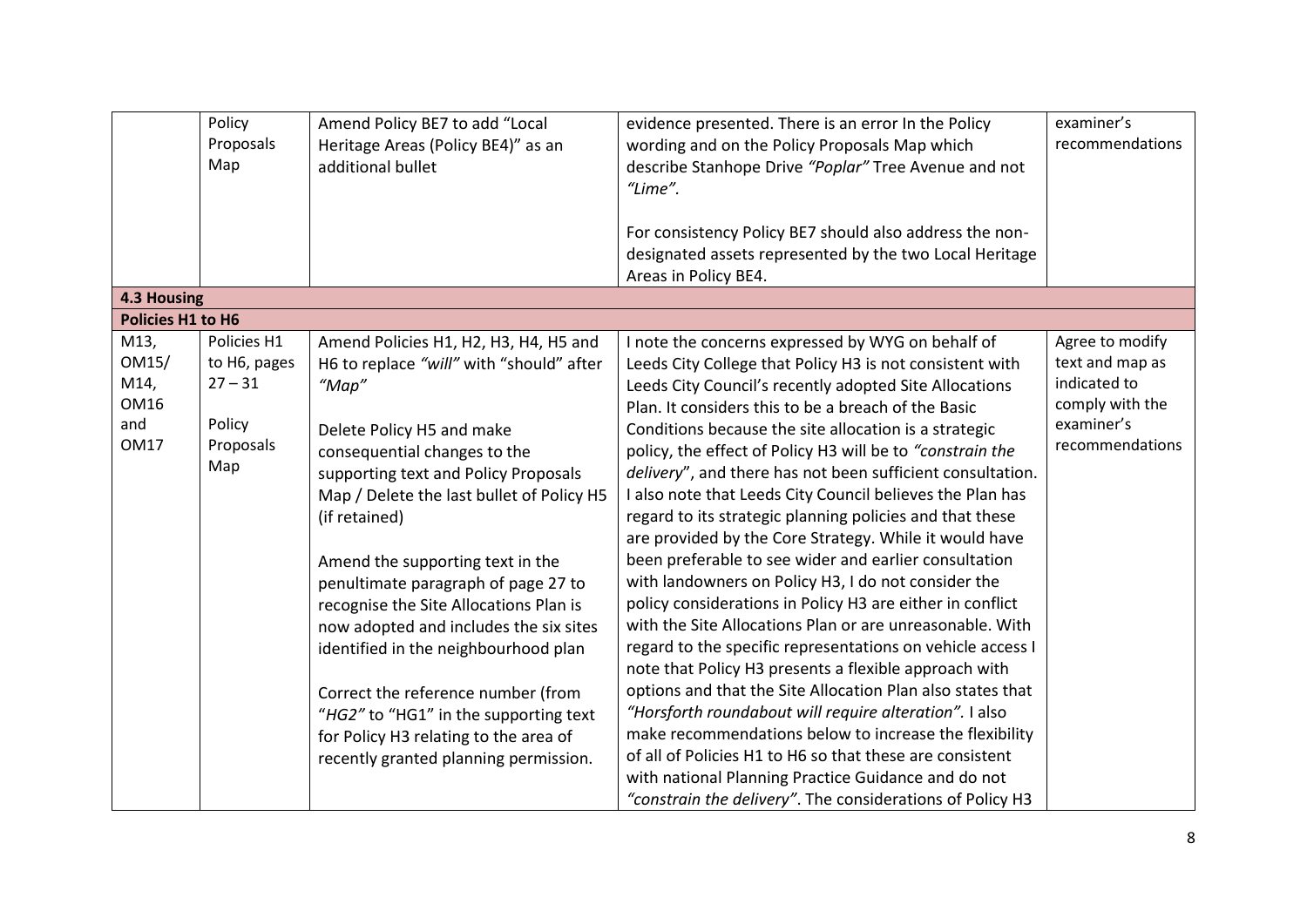|  | Policy Proposals Map | Amend Policy BE7 to add "Local Heritage Areas (Policy BE4)" as an additional bullet | evidence presented. There is an error In the Policy wording and on the Policy Proposals Map which describe Stanhope Drive *"Poplar"* Tree Avenue and not *"Lime"*.<br><br>For consistency Policy BE7 should also address the non-designated assets represented by the two Local Heritage Areas in Policy BE4. | examiner's recommendations |
|---|---|---|---|---|
| **4.3 Housing** | | | | |
| **Policies H1 to H6** | | | | |
| M13, OM15/ M14, OM16 and OM17 | Policies H1 to H6, pages 27 – 31<br><br>Policy Proposals Map | Amend Policies H1, H2, H3, H4, H5 and H6 to replace *"will"* with "should" after *"Map"*<br><br>Delete Policy H5 and make consequential changes to the supporting text and Policy Proposals Map / Delete the last bullet of Policy H5 (if retained)<br><br>Amend the supporting text in the penultimate paragraph of page 27 to recognise the Site Allocations Plan is now adopted and includes the six sites identified in the neighbourhood plan<br><br>Correct the reference number (from "*HG2"* to "HG1" in the supporting text for Policy H3 relating to the area of recently granted planning permission. | I note the concerns expressed by WYG on behalf of Leeds City College that Policy H3 is not consistent with Leeds City Council's recently adopted Site Allocations Plan. It considers this to be a breach of the Basic Conditions because the site allocation is a strategic policy, the effect of Policy H3 will be to *"constrain the delivery*", and there has not been sufficient consultation. I also note that Leeds City Council believes the Plan has regard to its strategic planning policies and that these are provided by the Core Strategy. While it would have been preferable to see wider and earlier consultation with landowners on Policy H3, I do not consider the policy considerations in Policy H3 are either in conflict with the Site Allocations Plan or are unreasonable. With regard to the specific representations on vehicle access I note that Policy H3 presents a flexible approach with options and that the Site Allocation Plan also states that *"Horsforth roundabout will require alteration".* I also make recommendations below to increase the flexibility of all of Policies H1 to H6 so that these are consistent with national Planning Practice Guidance and do not *"constrain the delivery"*. The considerations of Policy H3 | Agree to modify text and map as indicated to comply with the examiner's recommendations |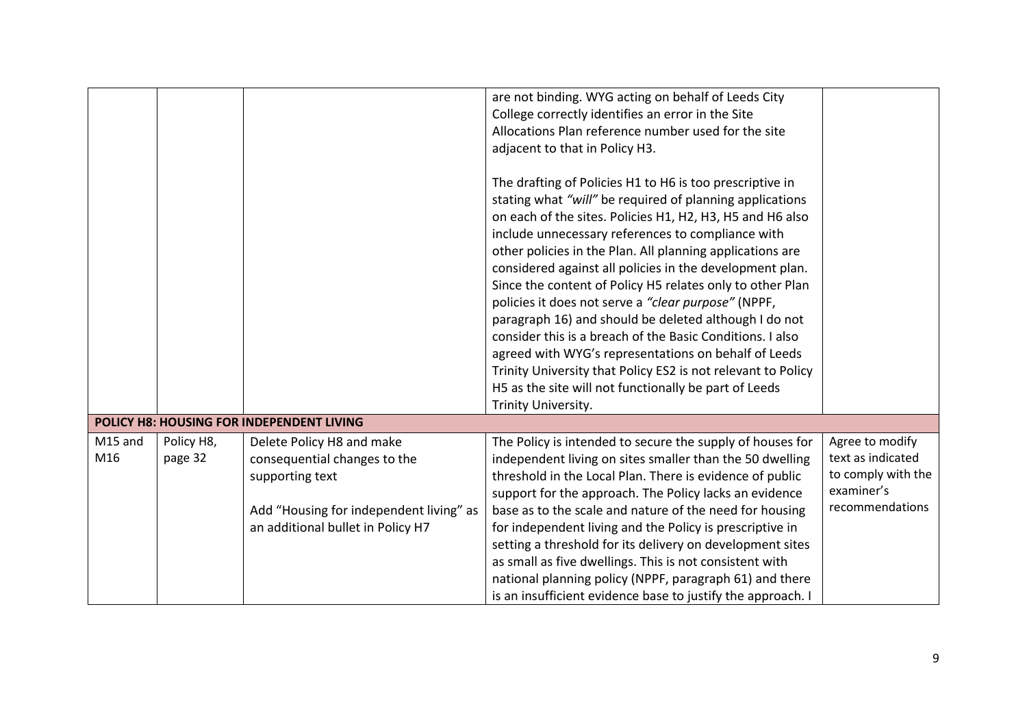| | | | | |
|---|---|---|---|---|
| | | | are not binding. WYG acting on behalf of Leeds City College correctly identifies an error in the Site Allocations Plan reference number used for the site adjacent to that in Policy H3.<br><br>The drafting of Policies H1 to H6 is too prescriptive in stating what *"will"* be required of planning applications on each of the sites. Policies H1, H2, H3, H5 and H6 also include unnecessary references to compliance with other policies in the Plan. All planning applications are considered against all policies in the development plan. Since the content of Policy H5 relates only to other Plan policies it does not serve a *"clear purpose"* (NPPF, paragraph 16) and should be deleted although I do not consider this is a breach of the Basic Conditions. I also agreed with WYG's representations on behalf of Leeds Trinity University that Policy ES2 is not relevant to Policy H5 as the site will not functionally be part of Leeds Trinity University. | |
| **POLICY H8: HOUSING FOR INDEPENDENT LIVING** | | | | |
| M15 and M16 | Policy H8, page 32 | Delete Policy H8 and make consequential changes to the supporting text<br><br>Add "Housing for independent living" as an additional bullet in Policy H7 | The Policy is intended to secure the supply of houses for independent living on sites smaller than the 50 dwelling threshold in the Local Plan. There is evidence of public support for the approach. The Policy lacks an evidence base as to the scale and nature of the need for housing for independent living and the Policy is prescriptive in setting a threshold for its delivery on development sites as small as five dwellings. This is not consistent with national planning policy (NPPF, paragraph 61) and there is an insufficient evidence base to justify the approach. I | Agree to modify text as indicated to comply with the examiner's recommendations |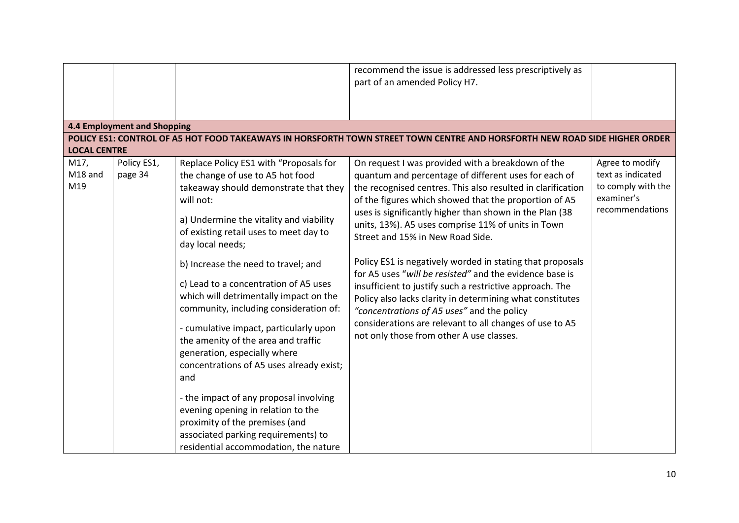| | | | recommend the issue is addressed less prescriptively as part of an amended Policy H7. | |
|---|---|---|---|---|
| **4.4 Employment and Shopping** | | | | |
| **POLICY ES1: CONTROL OF A5 HOT FOOD TAKEAWAYS IN HORSFORTH TOWN STREET TOWN CENTRE AND HORSFORTH NEW ROAD SIDE HIGHER ORDER LOCAL CENTRE** | | | | |
| M17, M18 and M19 | Policy ES1, page 34 | Replace Policy ES1 with "Proposals for the change of use to A5 hot food takeaway should demonstrate that they will not:<br><br>a) Undermine the vitality and viability of existing retail uses to meet day to day local needs;<br><br>b) Increase the need to travel; and<br><br>c) Lead to a concentration of A5 uses which will detrimentally impact on the community, including consideration of:<br><br>- cumulative impact, particularly upon the amenity of the area and traffic generation, especially where concentrations of A5 uses already exist; and<br><br>- the impact of any proposal involving evening opening in relation to the proximity of the premises (and associated parking requirements) to residential accommodation, the nature | On request I was provided with a breakdown of the quantum and percentage of different uses for each of the recognised centres. This also resulted in clarification of the figures which showed that the proportion of A5 uses is significantly higher than shown in the Plan (38 units, 13%). A5 uses comprise 11% of units in Town Street and 15% in New Road Side.<br><br>Policy ES1 is negatively worded in stating that proposals for A5 uses "*will be resisted*" and the evidence base is insufficient to justify such a restrictive approach. The Policy also lacks clarity in determining what constitutes *"concentrations of A5 uses"* and the policy considerations are relevant to all changes of use to A5 not only those from other A use classes. | Agree to modify text as indicated to comply with the examiner's recommendations |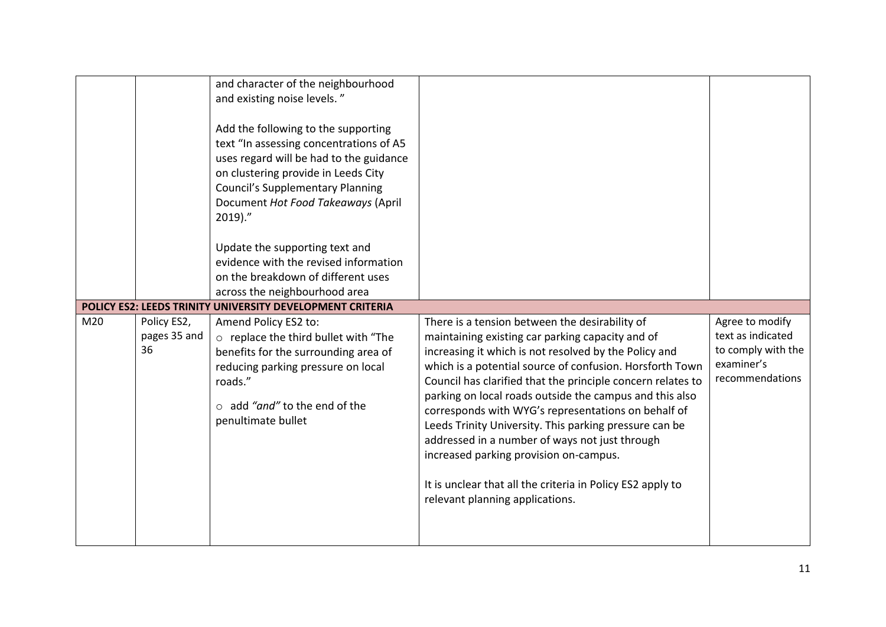| | | | | |
|---|---|---|---|---|
| | | and character of the neighbourhood and existing noise levels. "<br><br>Add the following to the supporting text "In assessing concentrations of A5 uses regard will be had to the guidance on clustering provide in Leeds City Council's Supplementary Planning Document *Hot Food Takeaways* (April 2019)."<br><br>Update the supporting text and evidence with the revised information on the breakdown of different uses across the neighbourhood area | | |
| **POLICY ES2: LEEDS TRINITY UNIVERSITY DEVELOPMENT CRITERIA** | | | | |
| M20 | Policy ES2, pages 35 and 36 | Amend Policy ES2 to:<br>○ replace the third bullet with "The benefits for the surrounding area of reducing parking pressure on local roads."<br>○ add *"and"* to the end of the penultimate bullet | There is a tension between the desirability of maintaining existing car parking capacity and of increasing it which is not resolved by the Policy and which is a potential source of confusion. Horsforth Town Council has clarified that the principle concern relates to parking on local roads outside the campus and this also corresponds with WYG's representations on behalf of Leeds Trinity University. This parking pressure can be addressed in a number of ways not just through increased parking provision on-campus.<br><br>It is unclear that all the criteria in Policy ES2 apply to relevant planning applications. | Agree to modify text as indicated to comply with the examiner's recommendations |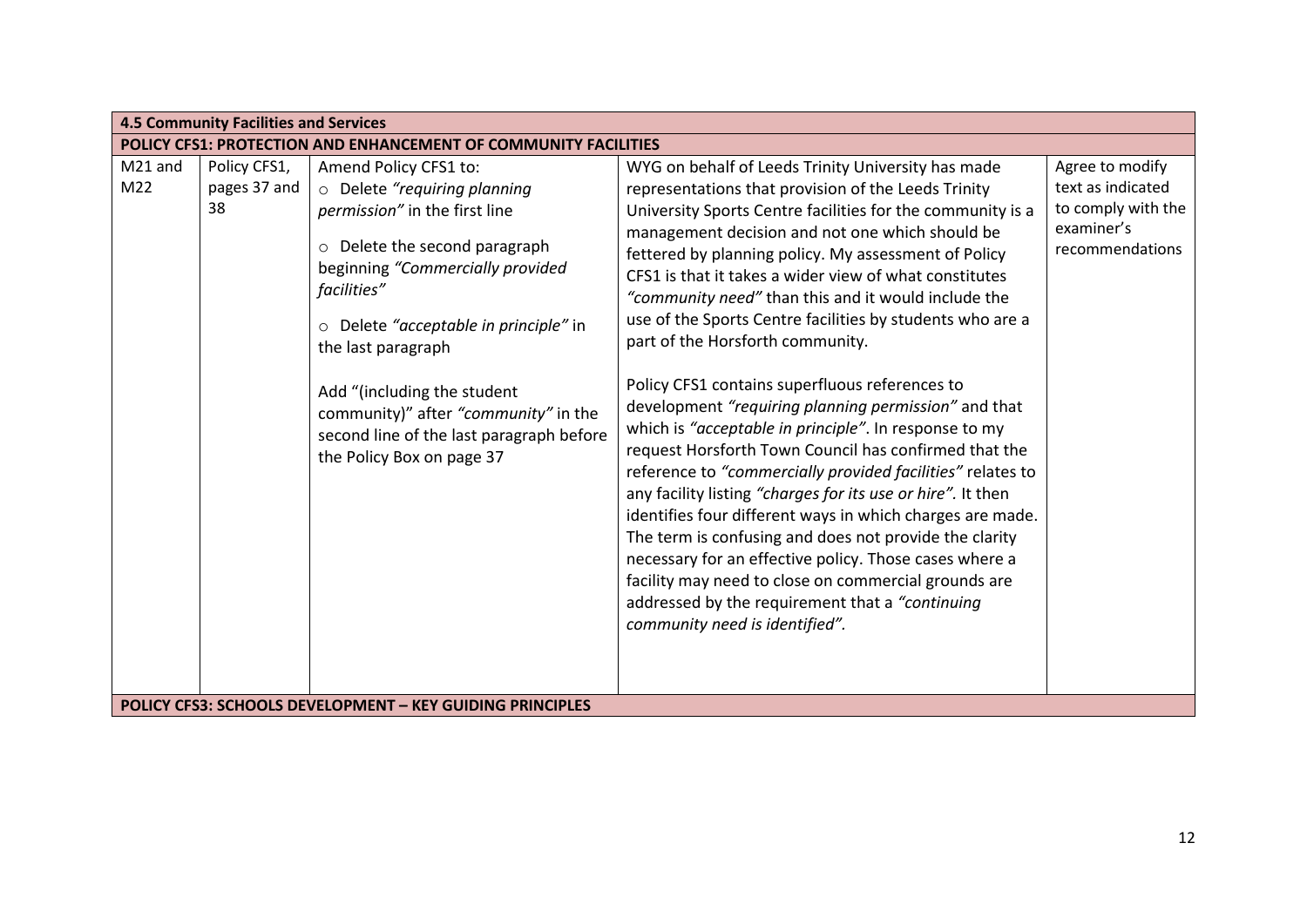| 4.5 Community Facilities and Services | | | | |
|---|---|---|---|---|
| **POLICY CFS1: PROTECTION AND ENHANCEMENT OF COMMUNITY FACILITIES** | | | | |
| M21 and M22 | Policy CFS1, pages 37 and 38 | Amend Policy CFS1 to:<br>○ Delete *"requiring planning permission"* in the first line<br>○ Delete the second paragraph beginning *"Commercially provided facilities"*<br>○ Delete *"acceptable in principle"* in the last paragraph<br><br>Add "(including the student community)" after *"community"* in the second line of the last paragraph before the Policy Box on page 37 | WYG on behalf of Leeds Trinity University has made representations that provision of the Leeds Trinity University Sports Centre facilities for the community is a management decision and not one which should be fettered by planning policy. My assessment of Policy CFS1 is that it takes a wider view of what constitutes *"community need"* than this and it would include the use of the Sports Centre facilities by students who are a part of the Horsforth community.<br><br>Policy CFS1 contains superfluous references to development *"requiring planning permission"* and that which is *"acceptable in principle"*. In response to my request Horsforth Town Council has confirmed that the reference to *"commercially provided facilities"* relates to any facility listing *"charges for its use or hire".* It then identifies four different ways in which charges are made. The term is confusing and does not provide the clarity necessary for an effective policy. Those cases where a facility may need to close on commercial grounds are addressed by the requirement that a *"continuing community need is identified".* | Agree to modify text as indicated to comply with the examiner's recommendations |
| **POLICY CFS3: SCHOOLS DEVELOPMENT – KEY GUIDING PRINCIPLES** | | | | |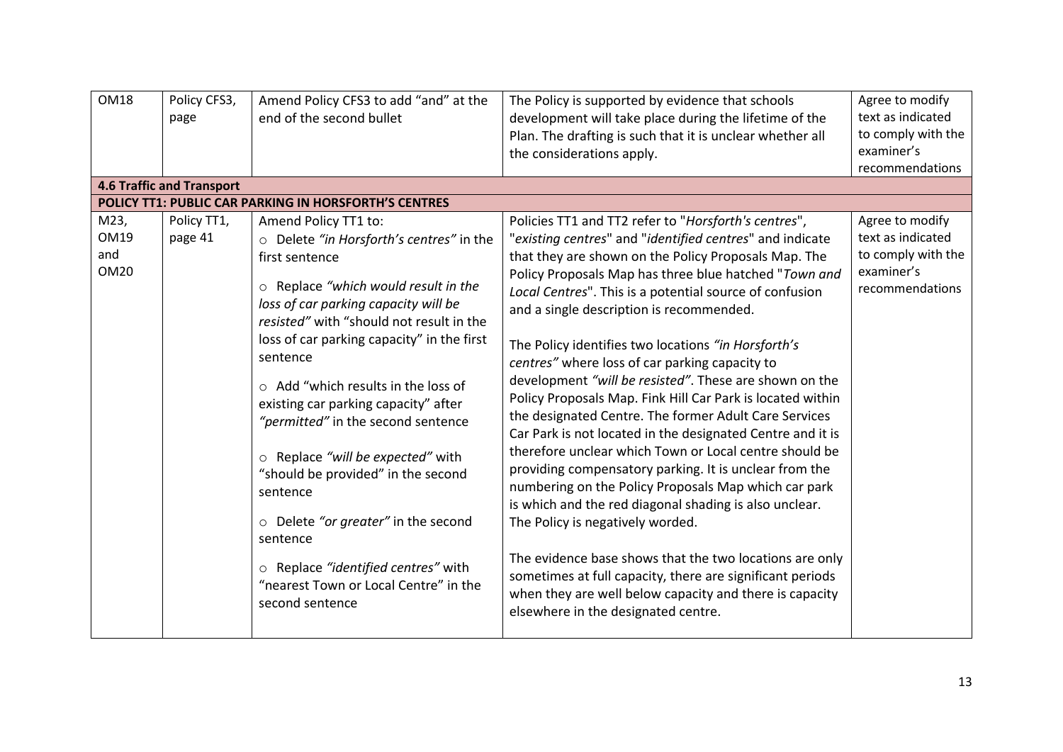| | | | | |
|---|---|---|---|---|
| OM18 | Policy CFS3, page | Amend Policy CFS3 to add "and" at the end of the second bullet | The Policy is supported by evidence that schools development will take place during the lifetime of the Plan. The drafting is such that it is unclear whether all the considerations apply. | Agree to modify text as indicated to comply with the examiner's recommendations |
| **4.6 Traffic and Transport** | | | | |
| **POLICY TT1: PUBLIC CAR PARKING IN HORSFORTH'S CENTRES** | | | | |
| M23, OM19 and OM20 | Policy TT1, page 41 | Amend Policy TT1 to:<br>○ Delete *"in Horsforth's centres"* in the first sentence<br>○ Replace *"which would result in the loss of car parking capacity will be resisted"* with "should not result in the loss of car parking capacity" in the first sentence<br>○ Add "which results in the loss of existing car parking capacity" after *"permitted"* in the second sentence<br>○ Replace *"will be expected"* with "should be provided" in the second sentence<br>○ Delete *"or greater"* in the second sentence<br>○ Replace *"identified centres"* with "nearest Town or Local Centre" in the second sentence | Policies TT1 and TT2 refer to "*Horsforth's centres*", "*existing centres*" and "*identified centres*" and indicate that they are shown on the Policy Proposals Map. The Policy Proposals Map has three blue hatched "*Town and Local Centres*". This is a potential source of confusion and a single description is recommended.<br><br>The Policy identifies two locations *"in Horsforth's centres"* where loss of car parking capacity to development *"will be resisted"*. These are shown on the Policy Proposals Map. Fink Hill Car Park is located within the designated Centre. The former Adult Care Services Car Park is not located in the designated Centre and it is therefore unclear which Town or Local centre should be providing compensatory parking. It is unclear from the numbering on the Policy Proposals Map which car park is which and the red diagonal shading is also unclear. The Policy is negatively worded.<br><br>The evidence base shows that the two locations are only sometimes at full capacity, there are significant periods when they are well below capacity and there is capacity elsewhere in the designated centre. | Agree to modify text as indicated to comply with the examiner's recommendations |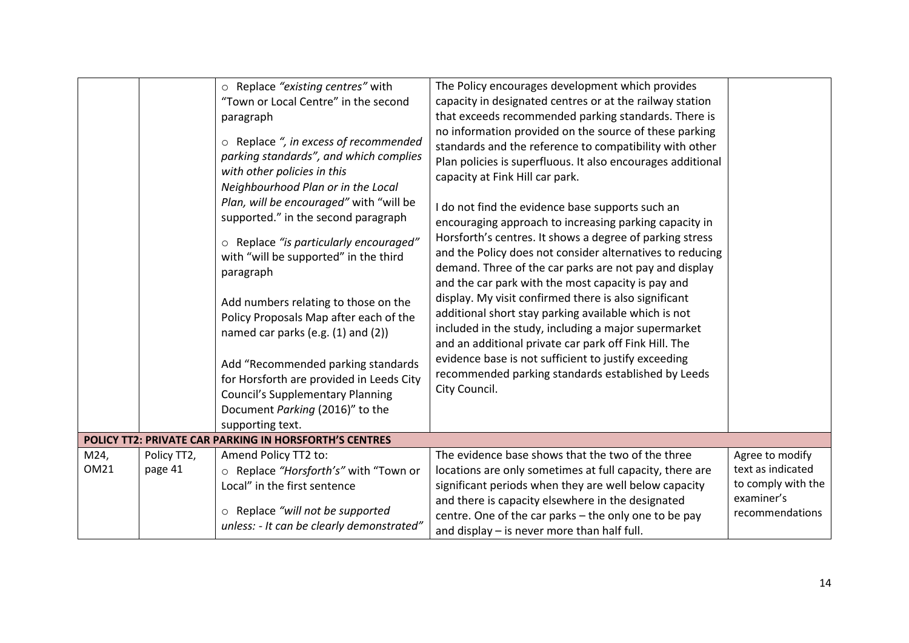| | | | | |
|---|---|---|---|---|
| | | ○ Replace *"existing centres"* with "Town or Local Centre" in the second paragraph<br><br>○ Replace *", in excess of recommended parking standards", and which complies with other policies in this Neighbourhood Plan or in the Local Plan, will be encouraged"* with "will be supported." in the second paragraph<br><br>○ Replace *"is particularly encouraged"* with "will be supported" in the third paragraph<br><br>Add numbers relating to those on the Policy Proposals Map after each of the named car parks (e.g. (1) and (2))<br><br>Add "Recommended parking standards for Horsforth are provided in Leeds City Council's Supplementary Planning Document *Parking* (2016)" to the supporting text. | The Policy encourages development which provides capacity in designated centres or at the railway station that exceeds recommended parking standards. There is no information provided on the source of these parking standards and the reference to compatibility with other Plan policies is superfluous. It also encourages additional capacity at Fink Hill car park.<br><br>I do not find the evidence base supports such an encouraging approach to increasing parking capacity in Horsforth's centres. It shows a degree of parking stress and the Policy does not consider alternatives to reducing demand. Three of the car parks are not pay and display and the car park with the most capacity is pay and display. My visit confirmed there is also significant additional short stay parking available which is not included in the study, including a major supermarket and an additional private car park off Fink Hill. The evidence base is not sufficient to justify exceeding recommended parking standards established by Leeds City Council. | |
| **POLICY TT2: PRIVATE CAR PARKING IN HORSFORTH'S CENTRES** | | | | |
| M24, OM21 | Policy TT2, page 41 | Amend Policy TT2 to:<br>○ Replace *"Horsforth's"* with "Town or Local" in the first sentence<br><br>○ Replace *"will not be supported unless: - It can be clearly demonstrated"* | The evidence base shows that the two of the three locations are only sometimes at full capacity, there are significant periods when they are well below capacity and there is capacity elsewhere in the designated centre. One of the car parks – the only one to be pay and display – is never more than half full. | Agree to modify text as indicated to comply with the examiner's recommendations |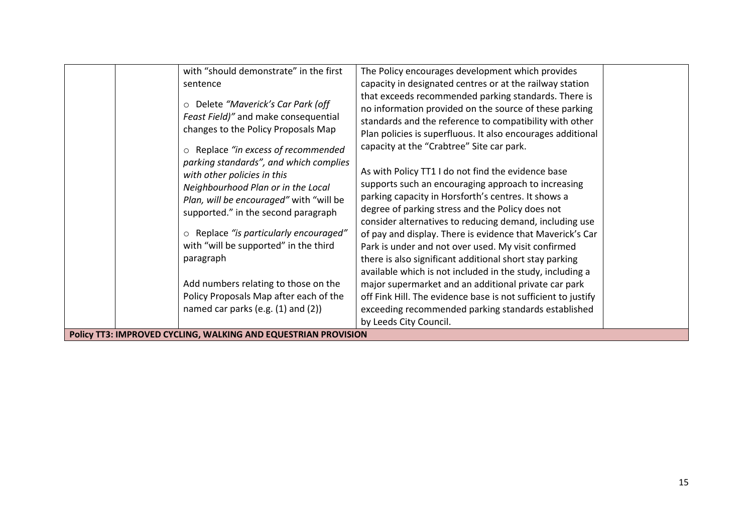|  |  |  |  |  |
|---|---|---|---|---|
|  |  | with "should demonstrate" in the first sentence<br><br>○ Delete *"Maverick's Car Park (off Feast Field)"* and make consequential changes to the Policy Proposals Map<br><br>○ Replace *"in excess of recommended parking standards", and which complies with other policies in this Neighbourhood Plan or in the Local Plan, will be encouraged"* with "will be supported." in the second paragraph<br><br>○ Replace *"is particularly encouraged"* with "will be supported" in the third paragraph<br><br>Add numbers relating to those on the Policy Proposals Map after each of the named car parks (e.g. (1) and (2)) | The Policy encourages development which provides capacity in designated centres or at the railway station that exceeds recommended parking standards. There is no information provided on the source of these parking standards and the reference to compatibility with other Plan policies is superfluous. It also encourages additional capacity at the "Crabtree" Site car park.<br><br>As with Policy TT1 I do not find the evidence base supports such an encouraging approach to increasing parking capacity in Horsforth's centres. It shows a degree of parking stress and the Policy does not consider alternatives to reducing demand, including use of pay and display. There is evidence that Maverick's Car Park is under and not over used. My visit confirmed there is also significant additional short stay parking available which is not included in the study, including a major supermarket and an additional private car park off Fink Hill. The evidence base is not sufficient to justify exceeding recommended parking standards established by Leeds City Council. |  |
| **Policy TT3: IMPROVED CYCLING, WALKING AND EQUESTRIAN PROVISION** |  |  |  |  |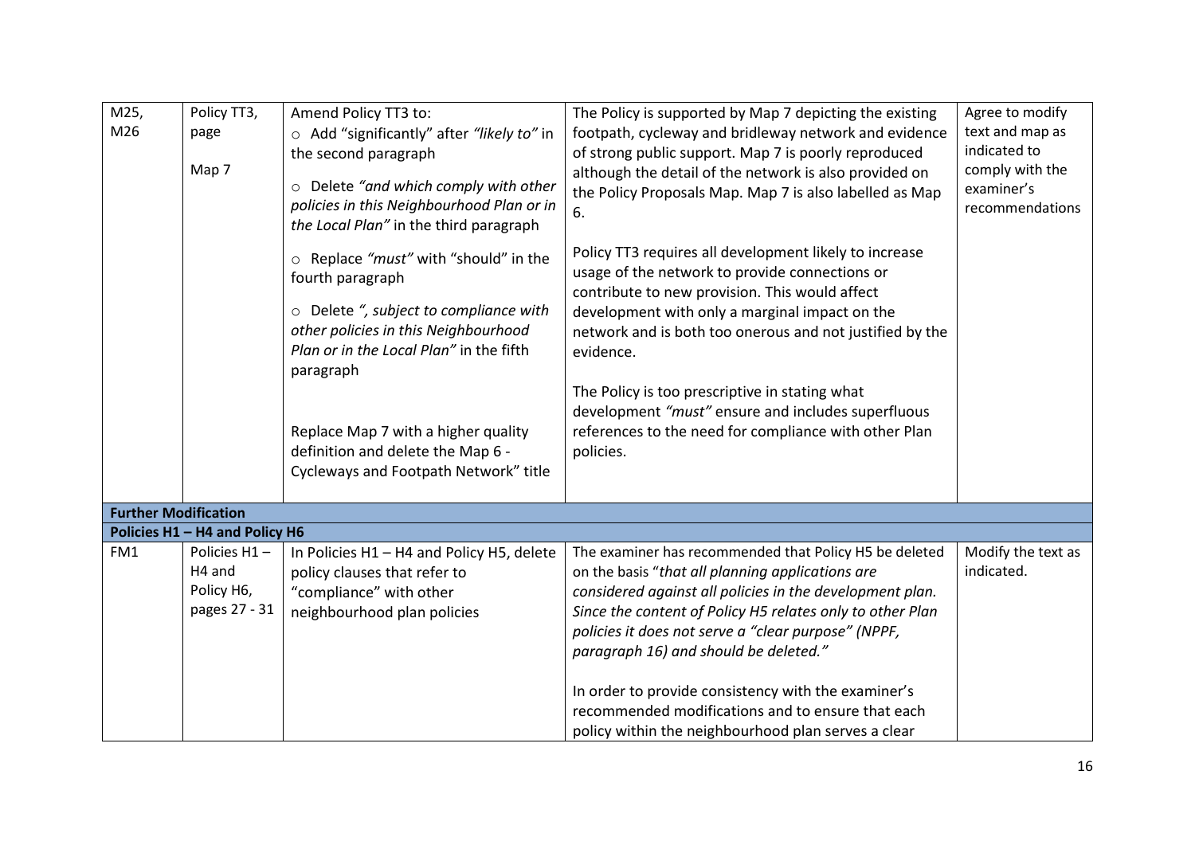| | | | | |
|---|---|---|---|---|
| M25, M26 | Policy TT3, page<br><br>Map 7 | Amend Policy TT3 to:<br>○ Add "significantly" after *"likely to"* in the second paragraph<br>○ Delete *"and which comply with other policies in this Neighbourhood Plan or in the Local Plan"* in the third paragraph<br>○ Replace *"must"* with "should" in the fourth paragraph<br>○ Delete *", subject to compliance with other policies in this Neighbourhood Plan or in the Local Plan"* in the fifth paragraph<br><br>Replace Map 7 with a higher quality definition and delete the Map 6 - Cycleways and Footpath Network" title | The Policy is supported by Map 7 depicting the existing footpath, cycleway and bridleway network and evidence of strong public support. Map 7 is poorly reproduced although the detail of the network is also provided on the Policy Proposals Map. Map 7 is also labelled as Map 6.<br><br>Policy TT3 requires all development likely to increase usage of the network to provide connections or contribute to new provision. This would affect development with only a marginal impact on the network and is both too onerous and not justified by the evidence.<br><br>The Policy is too prescriptive in stating what development *"must"* ensure and includes superfluous references to the need for compliance with other Plan policies. | Agree to modify text and map as indicated to comply with the examiner's recommendations |
| **Further Modification** | | | | |
| **Policies H1 – H4 and Policy H6** | | | | |
| FM1 | Policies H1 – H4 and Policy H6, pages 27 - 31 | In Policies H1 – H4 and Policy H5, delete policy clauses that refer to "compliance" with other neighbourhood plan policies | The examiner has recommended that Policy H5 be deleted on the basis "*that all planning applications are considered against all policies in the development plan. Since the content of Policy H5 relates only to other Plan policies it does not serve a "clear purpose" (NPPF, paragraph 16) and should be deleted."*<br><br>In order to provide consistency with the examiner's recommended modifications and to ensure that each policy within the neighbourhood plan serves a clear | Modify the text as indicated. |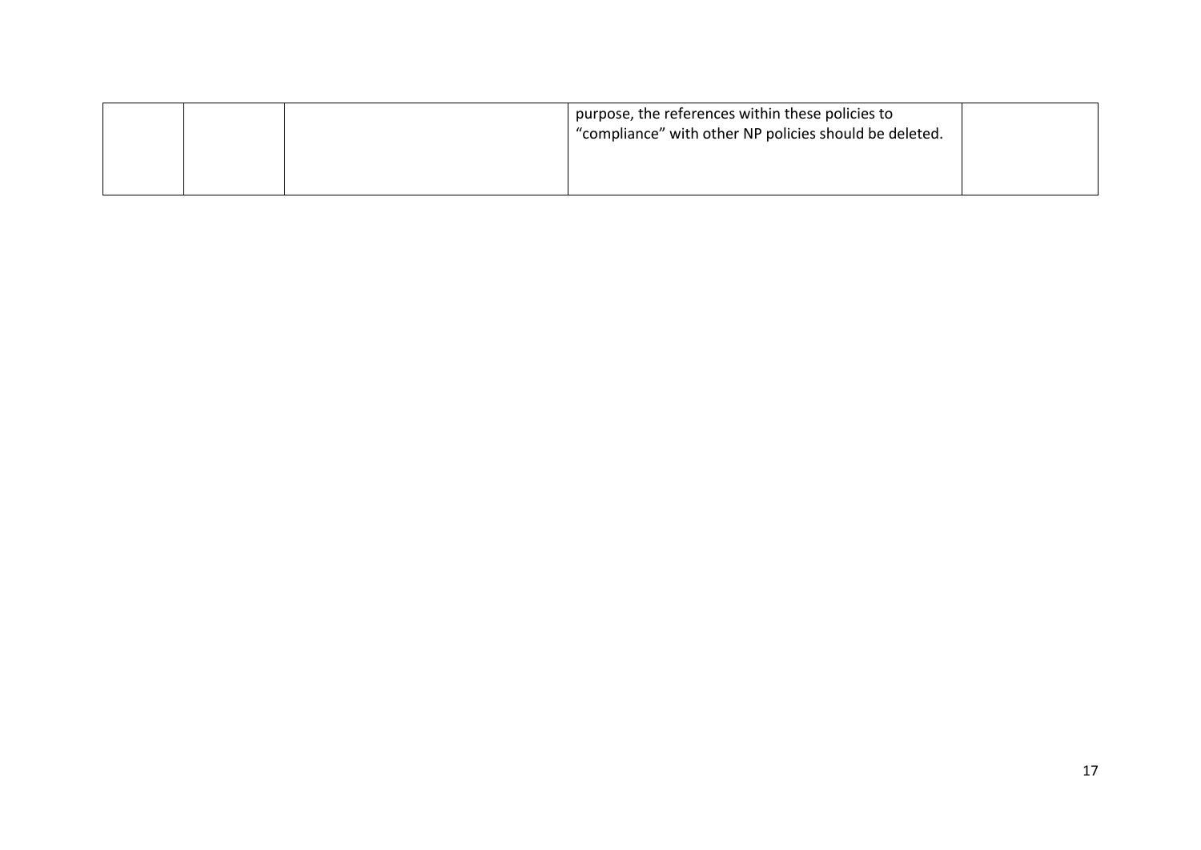| | | | | |
|---|---|---|---|---|
| | | | purpose, the references within these policies to "compliance" with other NP policies should be deleted. | |